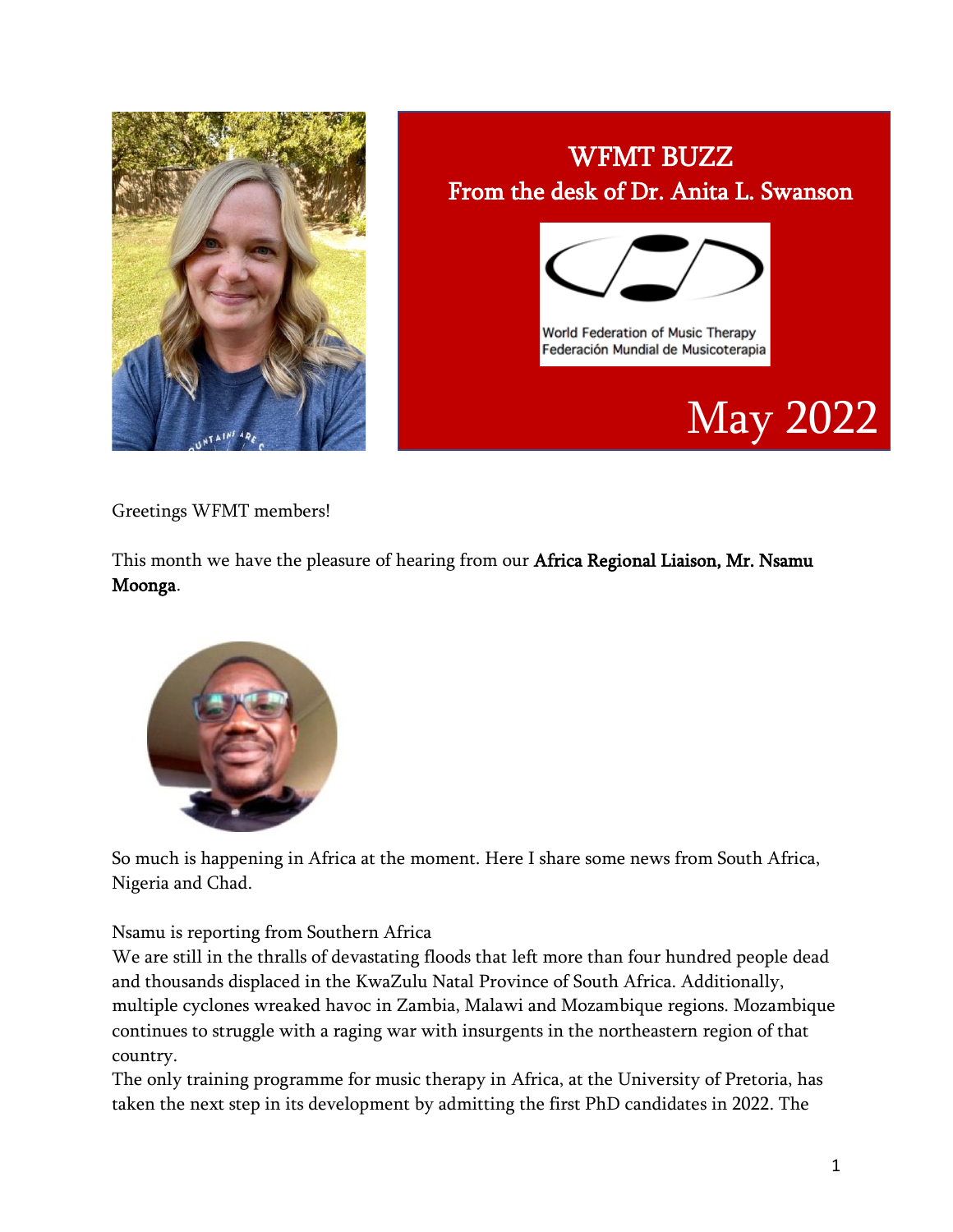# WFMT BUZZ
## From the desk of Dr. Anita L. Swanson

World Federation of Music Therapy
Federación Mundial de Musicoterapia

May 2022

Greetings WFMT members!

This month we have the pleasure of hearing from our **Africa Regional Liaison, Mr. Nsamu Moonga**.

So much is happening in Africa at the moment. Here I share some news from South Africa, Nigeria and Chad.

Nsamu is reporting from Southern Africa

We are still in the thralls of devastating floods that left more than four hundred people dead and thousands displaced in the KwaZulu Natal Province of South Africa. Additionally, multiple cyclones wreaked havoc in Zambia, Malawi and Mozambique regions. Mozambique continues to struggle with a raging war with insurgents in the northeastern region of that country.

The only training programme for music therapy in Africa, at the University of Pretoria, has taken the next step in its development by admitting the first PhD candidates in 2022. The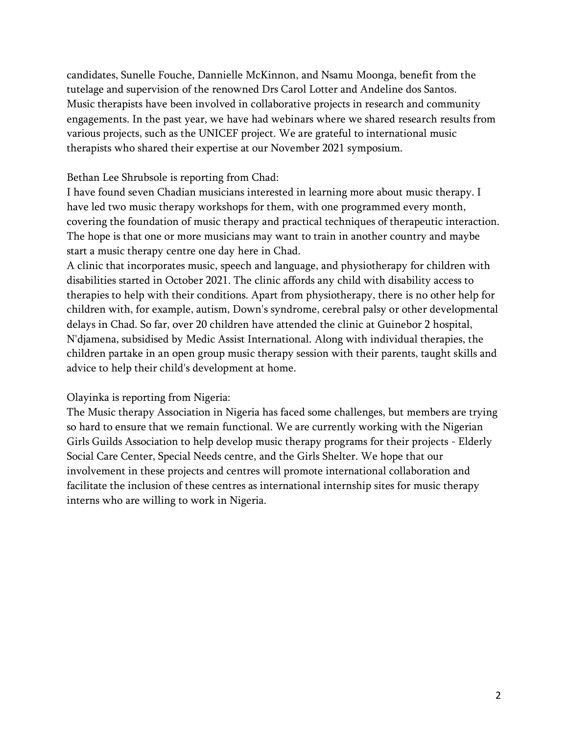candidates, Sunelle Fouche, Dannielle McKinnon, and Nsamu Moonga, benefit from the tutelage and supervision of the renowned Drs Carol Lotter and Andeline dos Santos.
Music therapists have been involved in collaborative projects in research and community engagements. In the past year, we have had webinars where we shared research results from various projects, such as the UNICEF project. We are grateful to international music therapists who shared their expertise at our November 2021 symposium.

Bethan Lee Shrubsole is reporting from Chad:
I have found seven Chadian musicians interested in learning more about music therapy. I have led two music therapy workshops for them, with one programmed every month, covering the foundation of music therapy and practical techniques of therapeutic interaction. The hope is that one or more musicians may want to train in another country and maybe start a music therapy centre one day here in Chad.
A clinic that incorporates music, speech and language, and physiotherapy for children with disabilities started in October 2021. The clinic affords any child with disability access to therapies to help with their conditions. Apart from physiotherapy, there is no other help for children with, for example, autism, Down's syndrome, cerebral palsy or other developmental delays in Chad. So far, over 20 children have attended the clinic at Guinebor 2 hospital, N'djamena, subsidised by Medic Assist International. Along with individual therapies, the children partake in an open group music therapy session with their parents, taught skills and advice to help their child's development at home.

Olayinka is reporting from Nigeria:
The Music therapy Association in Nigeria has faced some challenges, but members are trying so hard to ensure that we remain functional. We are currently working with the Nigerian Girls Guilds Association to help develop music therapy programs for their projects - Elderly Social Care Center, Special Needs centre, and the Girls Shelter. We hope that our involvement in these projects and centres will promote international collaboration and facilitate the inclusion of these centres as international internship sites for music therapy interns who are willing to work in Nigeria.